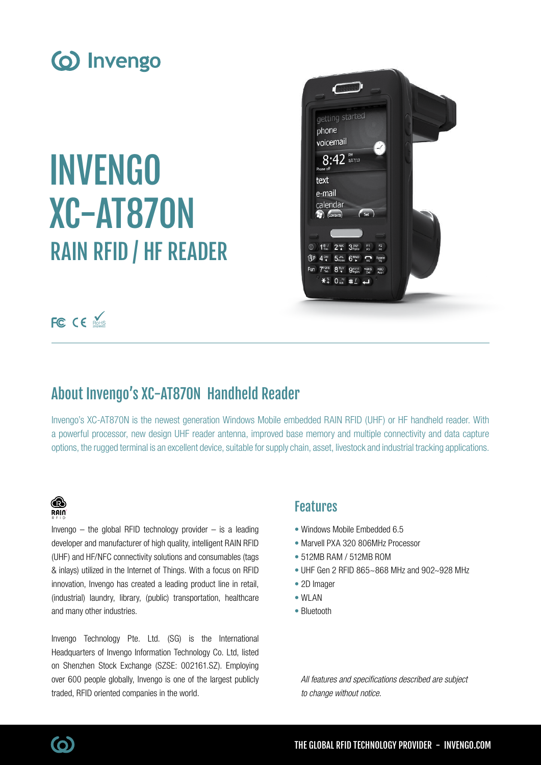# INVENGO XC-AT870N

## RAIN RFID / HF READER

## About Invengo's XC-AT870N Handheld Reader

Invengo's XC-AT870N is the newest generation Windows Mobile embedded RAIN RFID (UHF) or HF handheld reader. With a powerful processor, new design UHF reader antenna, improved base memory and multiple connectivity and data capture options, the rugged terminal is an excellent device, suitable for supply chain, asset, livestock and industrial tracking applications.

Invengo – the global RFID technology provider – is a leading developer and manufacturer of high quality, intelligent RAIN RFID (UHF) and HF/NFC connectivity solutions and consumables (tags & inlays) utilized in the Internet of Things. With a focus on RFID innovation, Invengo has created a leading product line in retail, (industrial) laundry, library, (public) transportation, healthcare and many other industries.

Invengo Technology Pte. Ltd. (SG) is the International Headquarters of Invengo Information Technology Co. Ltd, listed on Shenzhen Stock Exchange (SZSE: 002161.SZ). Employing over 600 people globally, Invengo is one of the largest publicly traded, RFID oriented companies in the world.

## Features

- Windows Mobile Embedded 6.5
- Marvell PXA 320 806MHz Processor
- 512MB RAM / 512MB ROM
- UHF Gen 2 RFID 865~868 MHz and 902~928 MHz
- 2D Imager
- WLAN
- Bluetooth

*All features and specifications described are subject to change without notice.*

THE GLOBAL RFID TECHNOLOGY PROVIDER - INVENGO.COM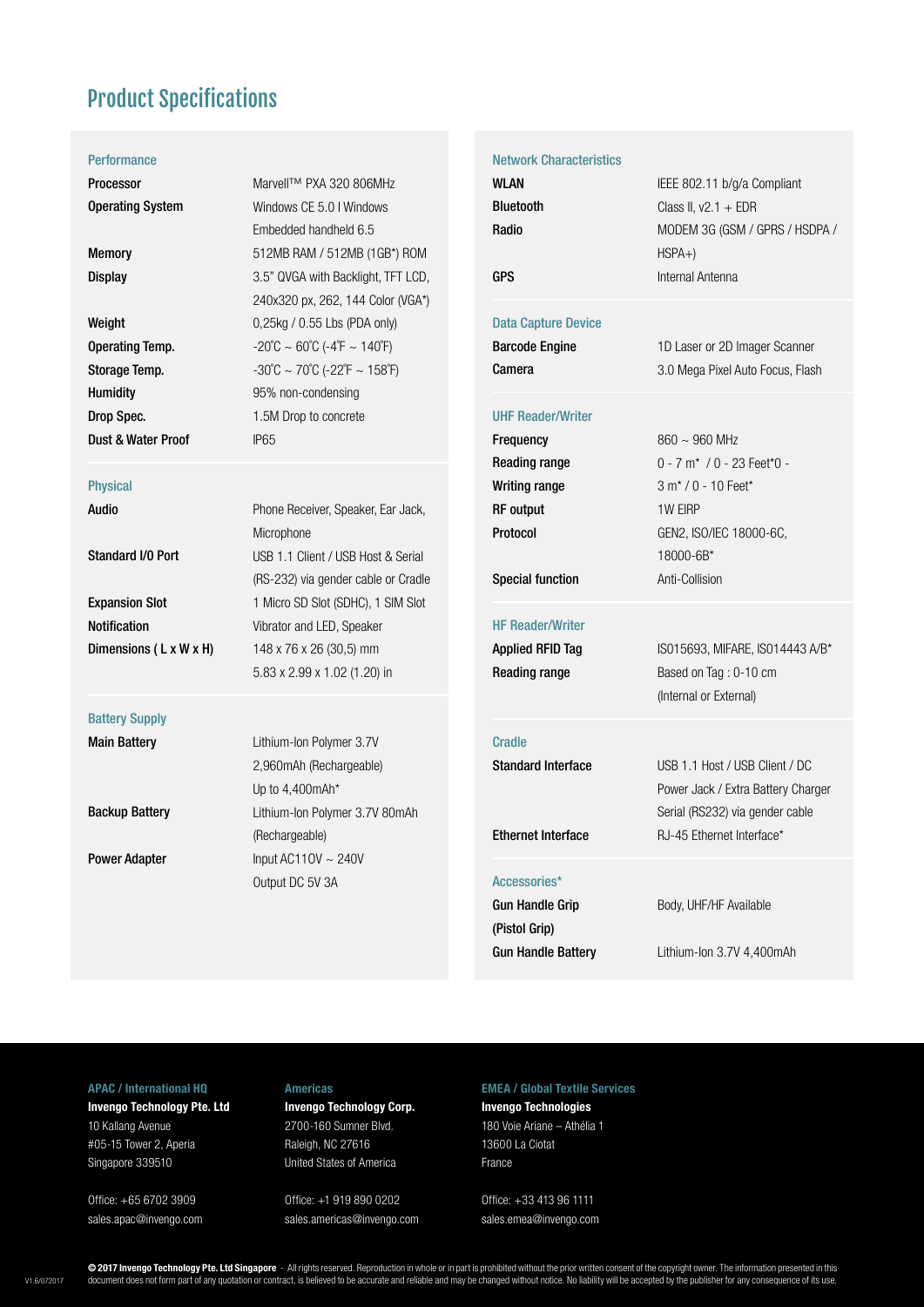# Product Specifications

## Performance

| | |
|---|---|
| **Processor** | Marvell™ PXA 320 806MHz |
| **Operating System** | Windows CE 5.0 I Windows Embedded handheld 6.5 |
| **Memory** | 512MB RAM / 512MB (1GB*) ROM |
| **Display** | 3.5" QVGA with Backlight, TFT LCD, 240x320 px, 262, 144 Color (VGA*) |
| **Weight** | 0,25kg / 0.55 Lbs (PDA only) |
| **Operating Temp.** | -20˚C ~ 60˚C (-4˚F ~ 140˚F) |
| **Storage Temp.** | -30˚C ~ 70˚C (-22˚F ~ 158˚F) |
| **Humidity** | 95% non-condensing |
| **Drop Spec.** | 1.5M Drop to concrete |
| **Dust & Water Proof** | IP65 |

## Physical

| | |
|---|---|
| **Audio** | Phone Receiver, Speaker, Ear Jack, Microphone |
| **Standard I/O Port** | USB 1.1 Client / USB Host & Serial (RS-232) via gender cable or Cradle |
| **Expansion Slot** | 1 Micro SD Slot (SDHC), 1 SIM Slot |
| **Notification** | Vibrator and LED, Speaker |
| **Dimensions ( L x W x H)** | 148 x 76 x 26 (30,5) mm<br>5.83 x 2.99 x 1.02 (1.20) in |

## Battery Supply

| | |
|---|---|
| **Main Battery** | Lithium-Ion Polymer 3.7V 2,960mAh (Rechargeable) Up to 4,400mAh* |
| **Backup Battery** | Lithium-Ion Polymer 3.7V 80mAh (Rechargeable) |
| **Power Adapter** | Input AC110V ~ 240V<br>Output DC 5V 3A |

## Network Characteristics

| | |
|---|---|
| **WLAN** | IEEE 802.11 b/g/a Compliant |
| **Bluetooth** | Class II, v2.1 + EDR |
| **Radio** | MODEM 3G (GSM / GPRS / HSDPA / HSPA+) |
| **GPS** | Internal Antenna |

## Data Capture Device

| | |
|---|---|
| **Barcode Engine** | 1D Laser or 2D Imager Scanner |
| **Camera** | 3.0 Mega Pixel Auto Focus, Flash |

## UHF Reader/Writer

| | |
|---|---|
| **Frequency** | 860 ~ 960 MHz |
| **Reading range** | 0 - 7 m* / 0 - 23 Feet*0 - |
| **Writing range** | 3 m* / 0 - 10 Feet* |
| **RF output** | 1W EIRP |
| **Protocol** | GEN2, ISO/IEC 18000-6C, 18000-6B* |
| **Special function** | Anti-Collision |

## HF Reader/Writer

| | |
|---|---|
| **Applied RFID Tag** | IS015693, MIFARE, IS014443 A/B* |
| **Reading range** | Based on Tag : 0-10 cm (Internal or External) |

## Cradle

| | |
|---|---|
| **Standard Interface** | USB 1.1 Host / USB Client / DC Power Jack / Extra Battery Charger Serial (RS232) via gender cable |
| **Ethernet Interface** | RJ-45 Ethernet Interface* |

## Accessories*

| | |
|---|---|
| **Gun Handle Grip (Pistol Grip)** | Body, UHF/HF Available |
| **Gun Handle Battery** | Lithium-Ion 3.7V 4,400mAh |

---

**APAC / International HQ**
**Invengo Technology Pte. Ltd**
10 Kallang Avenue
#05-15 Tower 2, Aperia
Singapore 339510

Office: +65 6702 3909
sales.apac@invengo.com

**Americas**
**Invengo Technology Corp.**
2700-160 Sumner Blvd.
Raleigh, NC 27616
United States of America

Office: +1 919 890 0202
sales.americas@invengo.com

**EMEA / Global Textile Services**
**Invengo Technologies**
180 Voie Ariane – Athélia 1
13600 La Ciotat
France

Office: +33 413 96 1111
sales.emea@invengo.com

**© 2017 Invengo Technology Pte. Ltd Singapore** - All rights reserved. Reproduction in whole or in part is prohibited without the prior written consent of the copyright owner. The information presented in this document does not form part of any quotation or contract, is believed to be accurate and reliable and may be changed without notice. No liability will be accepted by the publisher for any consequence of its use.

V1.6/072017